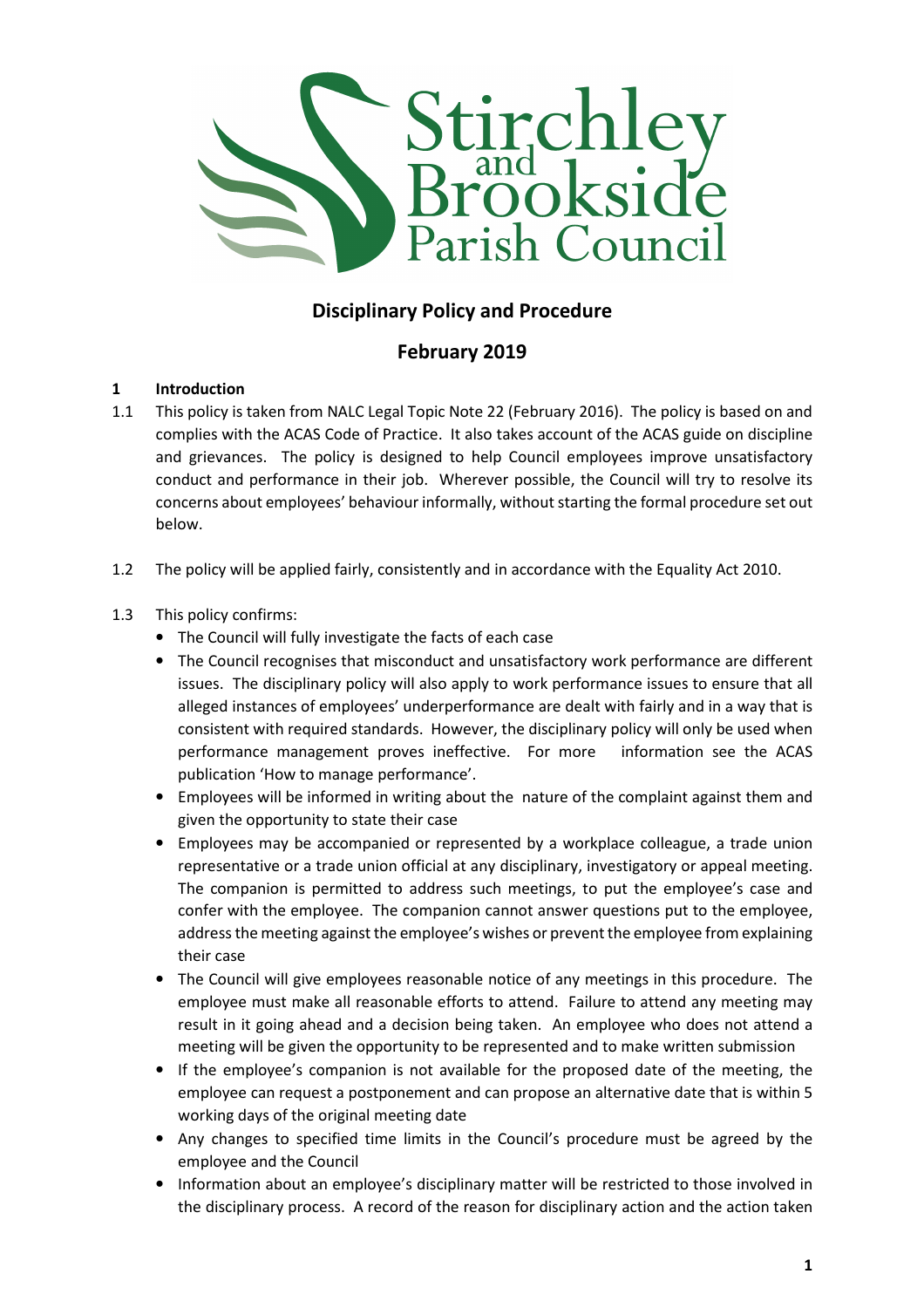# Disciplinary Policy and Procedure

## February 2019

### 1 Introduction

1.1 This policy is taken from NALC Legal Topic Note 22 (February 2016). The policy is based on and complies with the ACAS Code of Practice. It also takes account of the ACAS guide on discipline and grievances. The policy is designed to help Council employees improve unsatisfactory conduct and performance in their job. Wherever possible, the Council will try to resolve its concerns about employees' behaviour informally, without starting the formal procedure set out below.

1.2 The policy will be applied fairly, consistently and in accordance with the Equality Act 2010.

1.3 This policy confirms:

- The Council will fully investigate the facts of each case
- The Council recognises that misconduct and unsatisfactory work performance are different issues. The disciplinary policy will also apply to work performance issues to ensure that all alleged instances of employees' underperformance are dealt with fairly and in a way that is consistent with required standards. However, the disciplinary policy will only be used when performance management proves ineffective. For more information see the ACAS publication 'How to manage performance'.
- Employees will be informed in writing about the nature of the complaint against them and given the opportunity to state their case
- Employees may be accompanied or represented by a workplace colleague, a trade union representative or a trade union official at any disciplinary, investigatory or appeal meeting. The companion is permitted to address such meetings, to put the employee's case and confer with the employee. The companion cannot answer questions put to the employee, address the meeting against the employee's wishes or prevent the employee from explaining their case
- The Council will give employees reasonable notice of any meetings in this procedure. The employee must make all reasonable efforts to attend. Failure to attend any meeting may result in it going ahead and a decision being taken. An employee who does not attend a meeting will be given the opportunity to be represented and to make written submission
- If the employee's companion is not available for the proposed date of the meeting, the employee can request a postponement and can propose an alternative date that is within 5 working days of the original meeting date
- Any changes to specified time limits in the Council's procedure must be agreed by the employee and the Council
- Information about an employee's disciplinary matter will be restricted to those involved in the disciplinary process. A record of the reason for disciplinary action and the action taken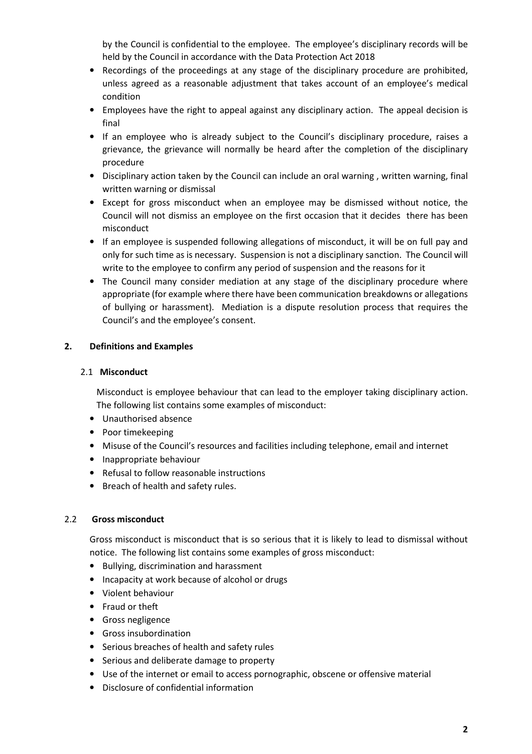by the Council is confidential to the employee. The employee's disciplinary records will be held by the Council in accordance with the Data Protection Act 2018

- Recordings of the proceedings at any stage of the disciplinary procedure are prohibited, unless agreed as a reasonable adjustment that takes account of an employee's medical condition
- Employees have the right to appeal against any disciplinary action. The appeal decision is final
- If an employee who is already subject to the Council's disciplinary procedure, raises a grievance, the grievance will normally be heard after the completion of the disciplinary procedure
- Disciplinary action taken by the Council can include an oral warning , written warning, final written warning or dismissal
- Except for gross misconduct when an employee may be dismissed without notice, the Council will not dismiss an employee on the first occasion that it decides there has been misconduct
- If an employee is suspended following allegations of misconduct, it will be on full pay and only for such time as is necessary. Suspension is not a disciplinary sanction. The Council will write to the employee to confirm any period of suspension and the reasons for it
- The Council many consider mediation at any stage of the disciplinary procedure where appropriate (for example where there have been communication breakdowns or allegations of bullying or harassment). Mediation is a dispute resolution process that requires the Council's and the employee's consent.

## 2. Definitions and Examples

### 2.1 Misconduct

Misconduct is employee behaviour that can lead to the employer taking disciplinary action. The following list contains some examples of misconduct:

- Unauthorised absence
- Poor timekeeping
- Misuse of the Council's resources and facilities including telephone, email and internet
- Inappropriate behaviour
- Refusal to follow reasonable instructions
- Breach of health and safety rules.

### 2.2 Gross misconduct

Gross misconduct is misconduct that is so serious that it is likely to lead to dismissal without notice. The following list contains some examples of gross misconduct:

- Bullying, discrimination and harassment
- Incapacity at work because of alcohol or drugs
- Violent behaviour
- Fraud or theft
- Gross negligence
- Gross insubordination
- Serious breaches of health and safety rules
- Serious and deliberate damage to property
- Use of the internet or email to access pornographic, obscene or offensive material
- Disclosure of confidential information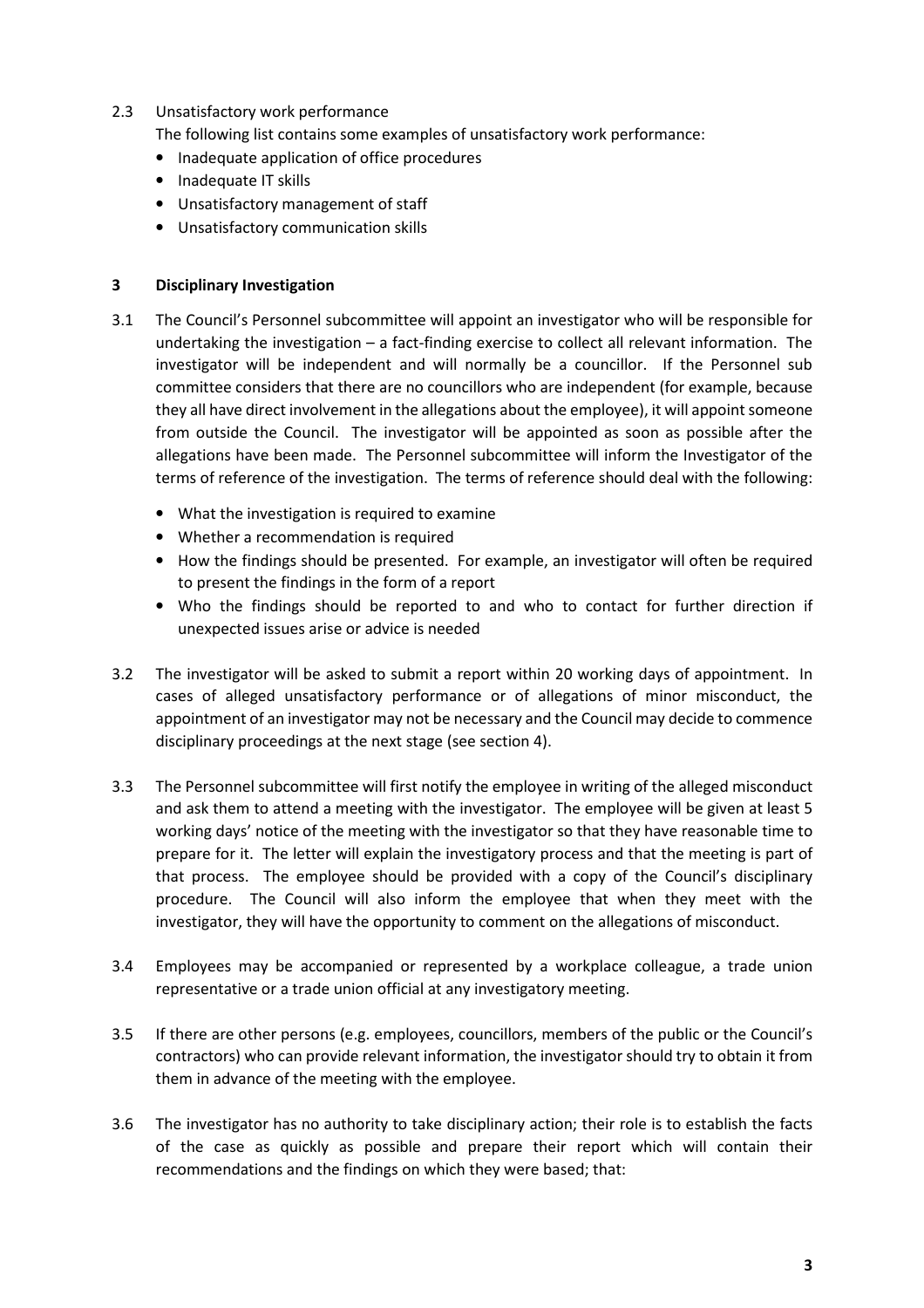2.3 Unsatisfactory work performance

The following list contains some examples of unsatisfactory work performance:

- Inadequate application of office procedures
- Inadequate IT skills
- Unsatisfactory management of staff
- Unsatisfactory communication skills

## 3 Disciplinary Investigation

3.1 The Council's Personnel subcommittee will appoint an investigator who will be responsible for undertaking the investigation – a fact-finding exercise to collect all relevant information. The investigator will be independent and will normally be a councillor. If the Personnel sub committee considers that there are no councillors who are independent (for example, because they all have direct involvement in the allegations about the employee), it will appoint someone from outside the Council. The investigator will be appointed as soon as possible after the allegations have been made. The Personnel subcommittee will inform the Investigator of the terms of reference of the investigation. The terms of reference should deal with the following:

- What the investigation is required to examine
- Whether a recommendation is required
- How the findings should be presented. For example, an investigator will often be required to present the findings in the form of a report
- Who the findings should be reported to and who to contact for further direction if unexpected issues arise or advice is needed

3.2 The investigator will be asked to submit a report within 20 working days of appointment. In cases of alleged unsatisfactory performance or of allegations of minor misconduct, the appointment of an investigator may not be necessary and the Council may decide to commence disciplinary proceedings at the next stage (see section 4).

3.3 The Personnel subcommittee will first notify the employee in writing of the alleged misconduct and ask them to attend a meeting with the investigator. The employee will be given at least 5 working days' notice of the meeting with the investigator so that they have reasonable time to prepare for it. The letter will explain the investigatory process and that the meeting is part of that process. The employee should be provided with a copy of the Council's disciplinary procedure. The Council will also inform the employee that when they meet with the investigator, they will have the opportunity to comment on the allegations of misconduct.

3.4 Employees may be accompanied or represented by a workplace colleague, a trade union representative or a trade union official at any investigatory meeting.

3.5 If there are other persons (e.g. employees, councillors, members of the public or the Council's contractors) who can provide relevant information, the investigator should try to obtain it from them in advance of the meeting with the employee.

3.6 The investigator has no authority to take disciplinary action; their role is to establish the facts of the case as quickly as possible and prepare their report which will contain their recommendations and the findings on which they were based; that: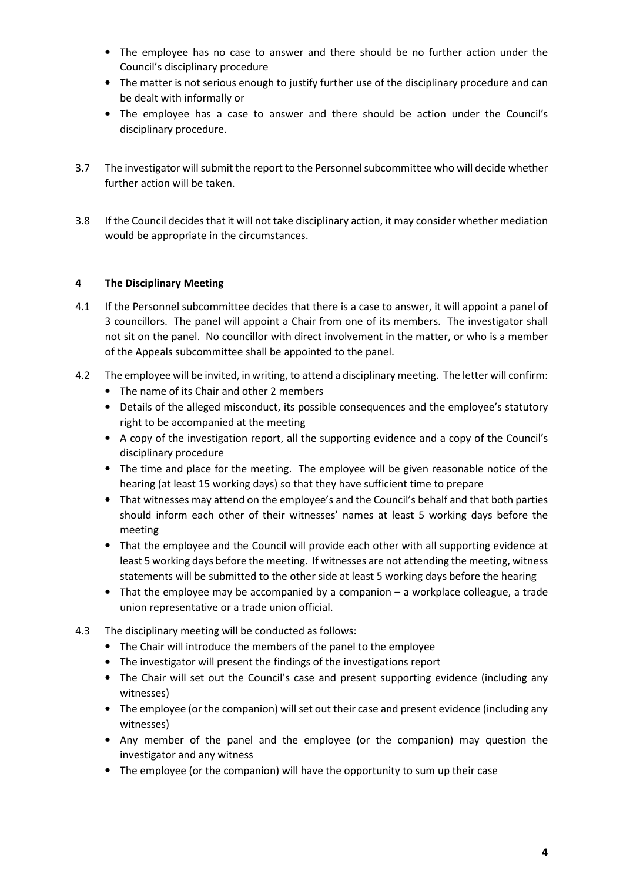- The employee has no case to answer and there should be no further action under the Council's disciplinary procedure
- The matter is not serious enough to justify further use of the disciplinary procedure and can be dealt with informally or
- The employee has a case to answer and there should be action under the Council's disciplinary procedure.

3.7 The investigator will submit the report to the Personnel subcommittee who will decide whether further action will be taken.

3.8 If the Council decides that it will not take disciplinary action, it may consider whether mediation would be appropriate in the circumstances.

## 4 The Disciplinary Meeting

4.1 If the Personnel subcommittee decides that there is a case to answer, it will appoint a panel of 3 councillors. The panel will appoint a Chair from one of its members. The investigator shall not sit on the panel. No councillor with direct involvement in the matter, or who is a member of the Appeals subcommittee shall be appointed to the panel.

4.2 The employee will be invited, in writing, to attend a disciplinary meeting. The letter will confirm:

- The name of its Chair and other 2 members
- Details of the alleged misconduct, its possible consequences and the employee's statutory right to be accompanied at the meeting
- A copy of the investigation report, all the supporting evidence and a copy of the Council's disciplinary procedure
- The time and place for the meeting. The employee will be given reasonable notice of the hearing (at least 15 working days) so that they have sufficient time to prepare
- That witnesses may attend on the employee's and the Council's behalf and that both parties should inform each other of their witnesses' names at least 5 working days before the meeting
- That the employee and the Council will provide each other with all supporting evidence at least 5 working days before the meeting. If witnesses are not attending the meeting, witness statements will be submitted to the other side at least 5 working days before the hearing
- That the employee may be accompanied by a companion – a workplace colleague, a trade union representative or a trade union official.

4.3 The disciplinary meeting will be conducted as follows:

- The Chair will introduce the members of the panel to the employee
- The investigator will present the findings of the investigations report
- The Chair will set out the Council's case and present supporting evidence (including any witnesses)
- The employee (or the companion) will set out their case and present evidence (including any witnesses)
- Any member of the panel and the employee (or the companion) may question the investigator and any witness
- The employee (or the companion) will have the opportunity to sum up their case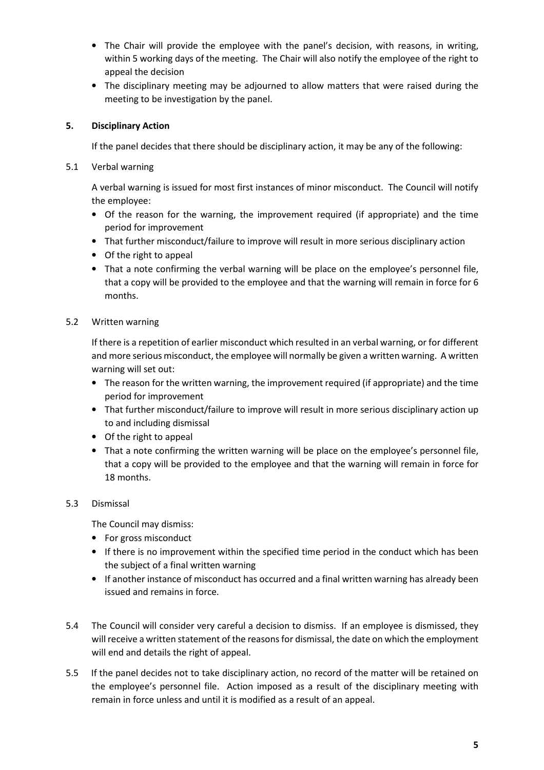- The Chair will provide the employee with the panel's decision, with reasons, in writing, within 5 working days of the meeting. The Chair will also notify the employee of the right to appeal the decision
- The disciplinary meeting may be adjourned to allow matters that were raised during the meeting to be investigation by the panel.

## 5. Disciplinary Action

If the panel decides that there should be disciplinary action, it may be any of the following:

5.1 Verbal warning

A verbal warning is issued for most first instances of minor misconduct. The Council will notify the employee:

- Of the reason for the warning, the improvement required (if appropriate) and the time period for improvement
- That further misconduct/failure to improve will result in more serious disciplinary action
- Of the right to appeal
- That a note confirming the verbal warning will be place on the employee's personnel file, that a copy will be provided to the employee and that the warning will remain in force for 6 months.

5.2 Written warning

If there is a repetition of earlier misconduct which resulted in an verbal warning, or for different and more serious misconduct, the employee will normally be given a written warning. A written warning will set out:

- The reason for the written warning, the improvement required (if appropriate) and the time period for improvement
- That further misconduct/failure to improve will result in more serious disciplinary action up to and including dismissal
- Of the right to appeal
- That a note confirming the written warning will be place on the employee's personnel file, that a copy will be provided to the employee and that the warning will remain in force for 18 months.

5.3 Dismissal

The Council may dismiss:

- For gross misconduct
- If there is no improvement within the specified time period in the conduct which has been the subject of a final written warning
- If another instance of misconduct has occurred and a final written warning has already been issued and remains in force.

5.4 The Council will consider very careful a decision to dismiss. If an employee is dismissed, they will receive a written statement of the reasons for dismissal, the date on which the employment will end and details the right of appeal.

5.5 If the panel decides not to take disciplinary action, no record of the matter will be retained on the employee's personnel file. Action imposed as a result of the disciplinary meeting with remain in force unless and until it is modified as a result of an appeal.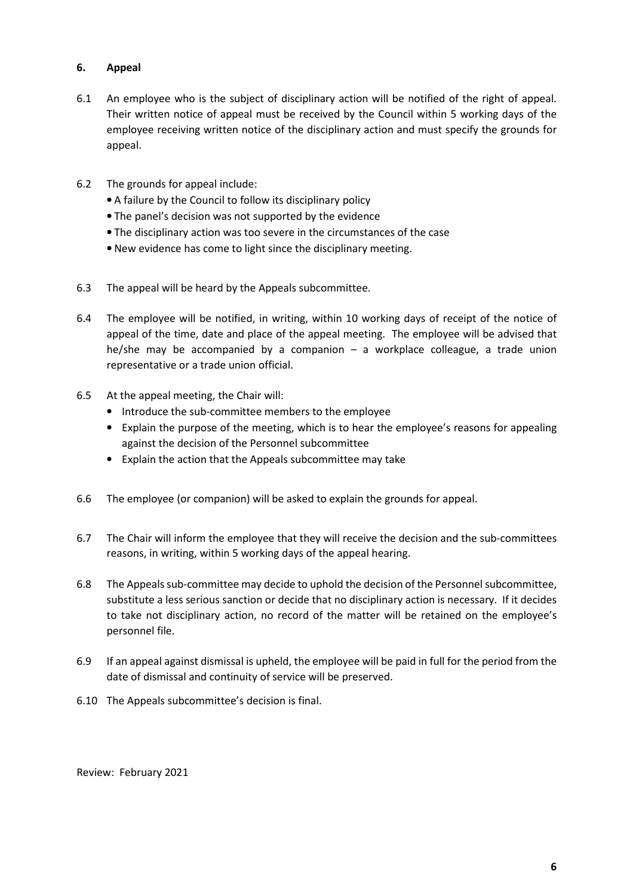## 6. Appeal

6.1 An employee who is the subject of disciplinary action will be notified of the right of appeal. Their written notice of appeal must be received by the Council within 5 working days of the employee receiving written notice of the disciplinary action and must specify the grounds for appeal.

6.2 The grounds for appeal include:

- A failure by the Council to follow its disciplinary policy
- The panel's decision was not supported by the evidence
- The disciplinary action was too severe in the circumstances of the case
- New evidence has come to light since the disciplinary meeting.

6.3 The appeal will be heard by the Appeals subcommittee.

6.4 The employee will be notified, in writing, within 10 working days of receipt of the notice of appeal of the time, date and place of the appeal meeting. The employee will be advised that he/she may be accompanied by a companion – a workplace colleague, a trade union representative or a trade union official.

6.5 At the appeal meeting, the Chair will:

- Introduce the sub-committee members to the employee
- Explain the purpose of the meeting, which is to hear the employee's reasons for appealing against the decision of the Personnel subcommittee
- Explain the action that the Appeals subcommittee may take

6.6 The employee (or companion) will be asked to explain the grounds for appeal.

6.7 The Chair will inform the employee that they will receive the decision and the sub-committees reasons, in writing, within 5 working days of the appeal hearing.

6.8 The Appeals sub-committee may decide to uphold the decision of the Personnel subcommittee, substitute a less serious sanction or decide that no disciplinary action is necessary. If it decides to take not disciplinary action, no record of the matter will be retained on the employee's personnel file.

6.9 If an appeal against dismissal is upheld, the employee will be paid in full for the period from the date of dismissal and continuity of service will be preserved.

6.10 The Appeals subcommittee's decision is final.

Review: February 2021